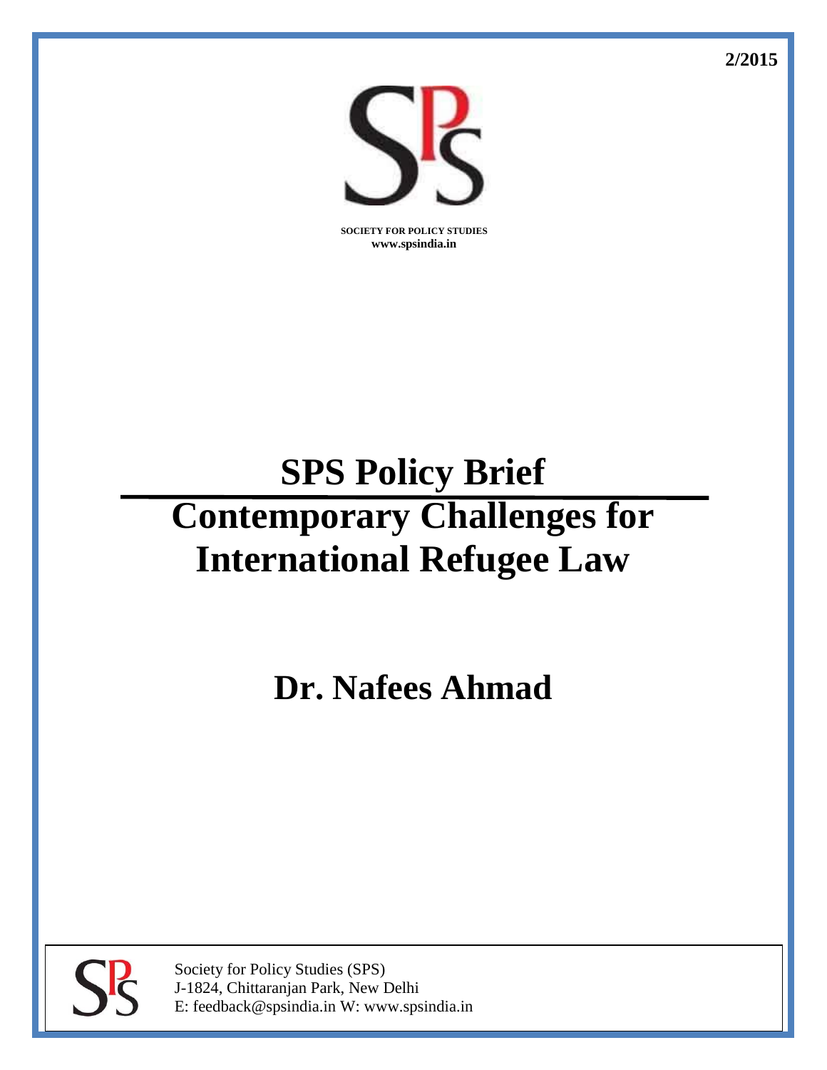2/2015

SOCIETY FOR POLICY STUDIES
www.spsindia.in

# SPS Policy Brief

# Contemporary Challenges for International Refugee Law

## Dr. Nafees Ahmad

Society for Policy Studies (SPS)
J-1824, Chittaranjan Park, New Delhi
E: feedback@spsindia.in W: www.spsindia.in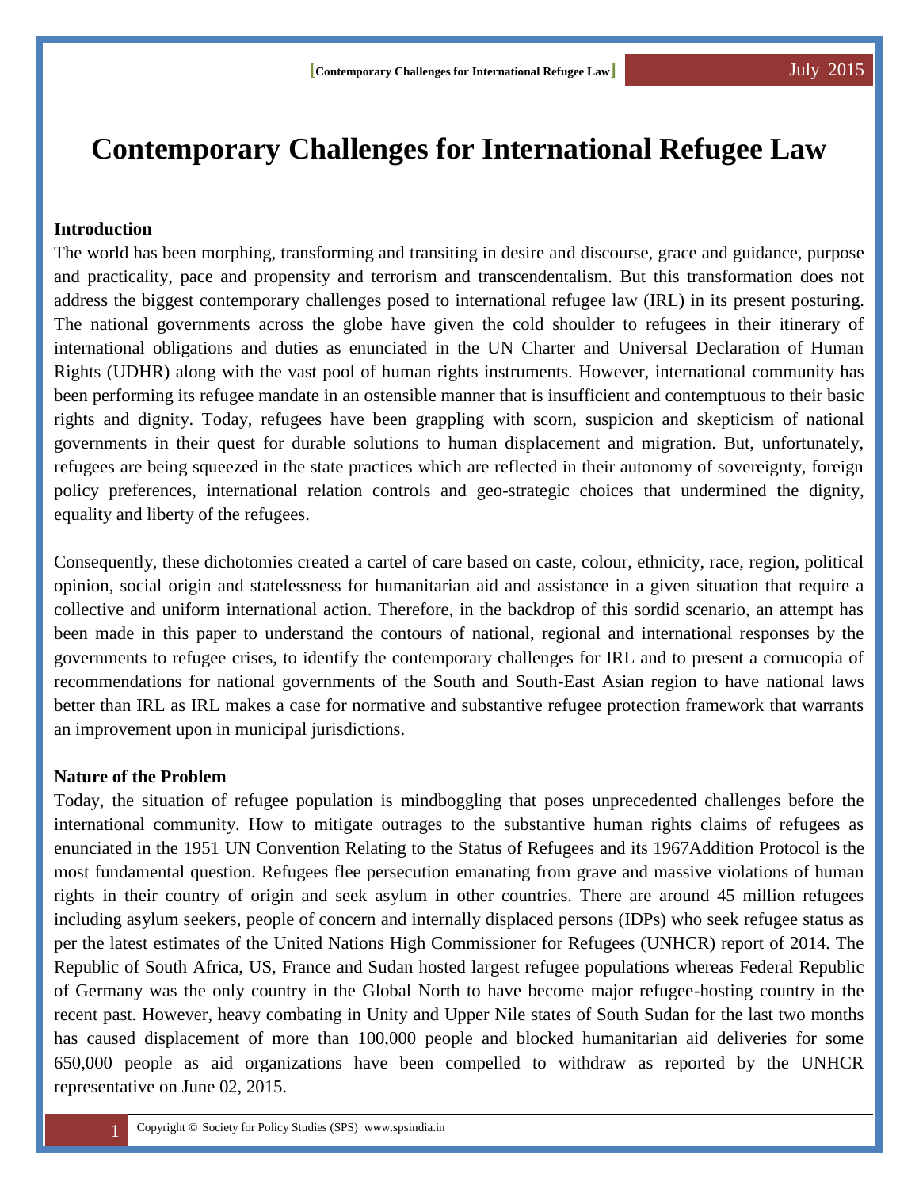# Contemporary Challenges for International Refugee Law

### Introduction

The world has been morphing, transforming and transiting in desire and discourse, grace and guidance, purpose and practicality, pace and propensity and terrorism and transcendentalism. But this transformation does not address the biggest contemporary challenges posed to international refugee law (IRL) in its present posturing. The national governments across the globe have given the cold shoulder to refugees in their itinerary of international obligations and duties as enunciated in the UN Charter and Universal Declaration of Human Rights (UDHR) along with the vast pool of human rights instruments. However, international community has been performing its refugee mandate in an ostensible manner that is insufficient and contemptuous to their basic rights and dignity. Today, refugees have been grappling with scorn, suspicion and skepticism of national governments in their quest for durable solutions to human displacement and migration. But, unfortunately, refugees are being squeezed in the state practices which are reflected in their autonomy of sovereignty, foreign policy preferences, international relation controls and geo-strategic choices that undermined the dignity, equality and liberty of the refugees.

Consequently, these dichotomies created a cartel of care based on caste, colour, ethnicity, race, region, political opinion, social origin and statelessness for humanitarian aid and assistance in a given situation that require a collective and uniform international action. Therefore, in the backdrop of this sordid scenario, an attempt has been made in this paper to understand the contours of national, regional and international responses by the governments to refugee crises, to identify the contemporary challenges for IRL and to present a cornucopia of recommendations for national governments of the South and South-East Asian region to have national laws better than IRL as IRL makes a case for normative and substantive refugee protection framework that warrants an improvement upon in municipal jurisdictions.

### Nature of the Problem

Today, the situation of refugee population is mindboggling that poses unprecedented challenges before the international community. How to mitigate outrages to the substantive human rights claims of refugees as enunciated in the 1951 UN Convention Relating to the Status of Refugees and its 1967Addition Protocol is the most fundamental question. Refugees flee persecution emanating from grave and massive violations of human rights in their country of origin and seek asylum in other countries. There are around 45 million refugees including asylum seekers, people of concern and internally displaced persons (IDPs) who seek refugee status as per the latest estimates of the United Nations High Commissioner for Refugees (UNHCR) report of 2014. The Republic of South Africa, US, France and Sudan hosted largest refugee populations whereas Federal Republic of Germany was the only country in the Global North to have become major refugee-hosting country in the recent past. However, heavy combating in Unity and Upper Nile states of South Sudan for the last two months has caused displacement of more than 100,000 people and blocked humanitarian aid deliveries for some 650,000 people as aid organizations have been compelled to withdraw as reported by the UNHCR representative on June 02, 2015.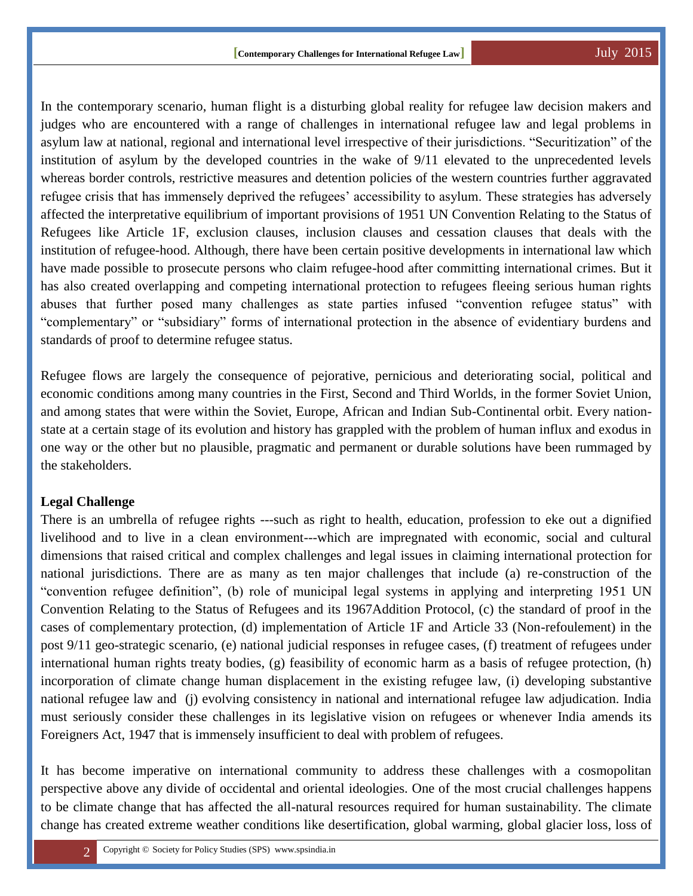In the contemporary scenario, human flight is a disturbing global reality for refugee law decision makers and judges who are encountered with a range of challenges in international refugee law and legal problems in asylum law at national, regional and international level irrespective of their jurisdictions. "Securitization" of the institution of asylum by the developed countries in the wake of 9/11 elevated to the unprecedented levels whereas border controls, restrictive measures and detention policies of the western countries further aggravated refugee crisis that has immensely deprived the refugees' accessibility to asylum. These strategies has adversely affected the interpretative equilibrium of important provisions of 1951 UN Convention Relating to the Status of Refugees like Article 1F, exclusion clauses, inclusion clauses and cessation clauses that deals with the institution of refugee-hood. Although, there have been certain positive developments in international law which have made possible to prosecute persons who claim refugee-hood after committing international crimes. But it has also created overlapping and competing international protection to refugees fleeing serious human rights abuses that further posed many challenges as state parties infused "convention refugee status" with "complementary" or "subsidiary" forms of international protection in the absence of evidentiary burdens and standards of proof to determine refugee status.

Refugee flows are largely the consequence of pejorative, pernicious and deteriorating social, political and economic conditions among many countries in the First, Second and Third Worlds, in the former Soviet Union, and among states that were within the Soviet, Europe, African and Indian Sub-Continental orbit. Every nation-state at a certain stage of its evolution and history has grappled with the problem of human influx and exodus in one way or the other but no plausible, pragmatic and permanent or durable solutions have been rummaged by the stakeholders.

**Legal Challenge**

There is an umbrella of refugee rights ---such as right to health, education, profession to eke out a dignified livelihood and to live in a clean environment---which are impregnated with economic, social and cultural dimensions that raised critical and complex challenges and legal issues in claiming international protection for national jurisdictions. There are as many as ten major challenges that include (a) re-construction of the "convention refugee definition", (b) role of municipal legal systems in applying and interpreting 1951 UN Convention Relating to the Status of Refugees and its 1967Addition Protocol, (c) the standard of proof in the cases of complementary protection, (d) implementation of Article 1F and Article 33 (Non-refoulement) in the post 9/11 geo-strategic scenario, (e) national judicial responses in refugee cases, (f) treatment of refugees under international human rights treaty bodies, (g) feasibility of economic harm as a basis of refugee protection, (h) incorporation of climate change human displacement in the existing refugee law, (i) developing substantive national refugee law and (j) evolving consistency in national and international refugee law adjudication. India must seriously consider these challenges in its legislative vision on refugees or whenever India amends its Foreigners Act, 1947 that is immensely insufficient to deal with problem of refugees.

It has become imperative on international community to address these challenges with a cosmopolitan perspective above any divide of occidental and oriental ideologies. One of the most crucial challenges happens to be climate change that has affected the all-natural resources required for human sustainability. The climate change has created extreme weather conditions like desertification, global warming, global glacier loss, loss of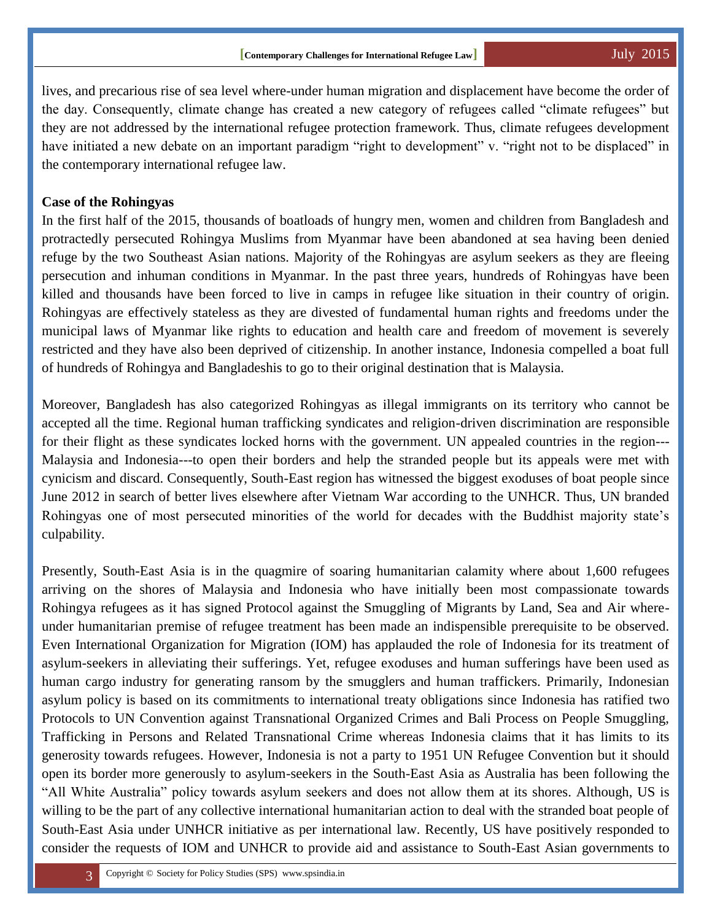lives, and precarious rise of sea level where-under human migration and displacement have become the order of the day. Consequently, climate change has created a new category of refugees called "climate refugees" but they are not addressed by the international refugee protection framework. Thus, climate refugees development have initiated a new debate on an important paradigm "right to development" v. "right not to be displaced" in the contemporary international refugee law.

**Case of the Rohingyas**

In the first half of the 2015, thousands of boatloads of hungry men, women and children from Bangladesh and protractedly persecuted Rohingya Muslims from Myanmar have been abandoned at sea having been denied refuge by the two Southeast Asian nations. Majority of the Rohingyas are asylum seekers as they are fleeing persecution and inhuman conditions in Myanmar. In the past three years, hundreds of Rohingyas have been killed and thousands have been forced to live in camps in refugee like situation in their country of origin. Rohingyas are effectively stateless as they are divested of fundamental human rights and freedoms under the municipal laws of Myanmar like rights to education and health care and freedom of movement is severely restricted and they have also been deprived of citizenship. In another instance, Indonesia compelled a boat full of hundreds of Rohingya and Bangladeshis to go to their original destination that is Malaysia.

Moreover, Bangladesh has also categorized Rohingyas as illegal immigrants on its territory who cannot be accepted all the time. Regional human trafficking syndicates and religion-driven discrimination are responsible for their flight as these syndicates locked horns with the government. UN appealed countries in the region---Malaysia and Indonesia---to open their borders and help the stranded people but its appeals were met with cynicism and discard. Consequently, South-East region has witnessed the biggest exoduses of boat people since June 2012 in search of better lives elsewhere after Vietnam War according to the UNHCR. Thus, UN branded Rohingyas one of most persecuted minorities of the world for decades with the Buddhist majority state's culpability.

Presently, South-East Asia is in the quagmire of soaring humanitarian calamity where about 1,600 refugees arriving on the shores of Malaysia and Indonesia who have initially been most compassionate towards Rohingya refugees as it has signed Protocol against the Smuggling of Migrants by Land, Sea and Air where-under humanitarian premise of refugee treatment has been made an indispensible prerequisite to be observed. Even International Organization for Migration (IOM) has applauded the role of Indonesia for its treatment of asylum-seekers in alleviating their sufferings. Yet, refugee exoduses and human sufferings have been used as human cargo industry for generating ransom by the smugglers and human traffickers. Primarily, Indonesian asylum policy is based on its commitments to international treaty obligations since Indonesia has ratified two Protocols to UN Convention against Transnational Organized Crimes and Bali Process on People Smuggling, Trafficking in Persons and Related Transnational Crime whereas Indonesia claims that it has limits to its generosity towards refugees. However, Indonesia is not a party to 1951 UN Refugee Convention but it should open its border more generously to asylum-seekers in the South-East Asia as Australia has been following the "All White Australia" policy towards asylum seekers and does not allow them at its shores. Although, US is willing to be the part of any collective international humanitarian action to deal with the stranded boat people of South-East Asia under UNHCR initiative as per international law. Recently, US have positively responded to consider the requests of IOM and UNHCR to provide aid and assistance to South-East Asian governments to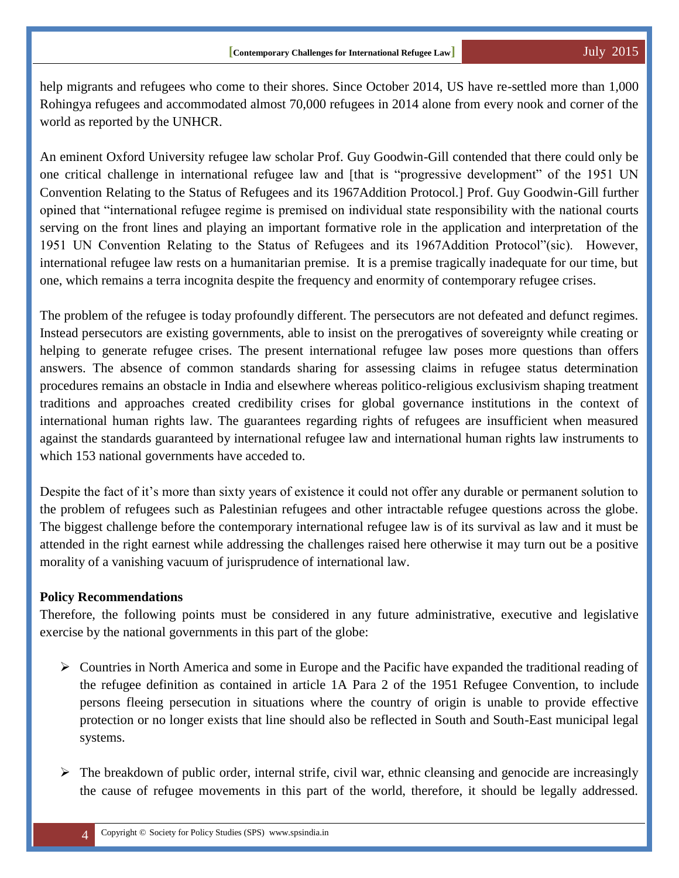help migrants and refugees who come to their shores. Since October 2014, US have re-settled more than 1,000 Rohingya refugees and accommodated almost 70,000 refugees in 2014 alone from every nook and corner of the world as reported by the UNHCR.

An eminent Oxford University refugee law scholar Prof. Guy Goodwin-Gill contended that there could only be one critical challenge in international refugee law and [that is "progressive development" of the 1951 UN Convention Relating to the Status of Refugees and its 1967Addition Protocol.] Prof. Guy Goodwin-Gill further opined that "international refugee regime is premised on individual state responsibility with the national courts serving on the front lines and playing an important formative role in the application and interpretation of the 1951 UN Convention Relating to the Status of Refugees and its 1967Addition Protocol"(sic). However, international refugee law rests on a humanitarian premise. It is a premise tragically inadequate for our time, but one, which remains a terra incognita despite the frequency and enormity of contemporary refugee crises.

The problem of the refugee is today profoundly different. The persecutors are not defeated and defunct regimes. Instead persecutors are existing governments, able to insist on the prerogatives of sovereignty while creating or helping to generate refugee crises. The present international refugee law poses more questions than offers answers. The absence of common standards sharing for assessing claims in refugee status determination procedures remains an obstacle in India and elsewhere whereas politico-religious exclusivism shaping treatment traditions and approaches created credibility crises for global governance institutions in the context of international human rights law. The guarantees regarding rights of refugees are insufficient when measured against the standards guaranteed by international refugee law and international human rights law instruments to which 153 national governments have acceded to.

Despite the fact of it's more than sixty years of existence it could not offer any durable or permanent solution to the problem of refugees such as Palestinian refugees and other intractable refugee questions across the globe. The biggest challenge before the contemporary international refugee law is of its survival as law and it must be attended in the right earnest while addressing the challenges raised here otherwise it may turn out be a positive morality of a vanishing vacuum of jurisprudence of international law.

**Policy Recommendations**

Therefore, the following points must be considered in any future administrative, executive and legislative exercise by the national governments in this part of the globe:

- Countries in North America and some in Europe and the Pacific have expanded the traditional reading of the refugee definition as contained in article 1A Para 2 of the 1951 Refugee Convention, to include persons fleeing persecution in situations where the country of origin is unable to provide effective protection or no longer exists that line should also be reflected in South and South-East municipal legal systems.

- The breakdown of public order, internal strife, civil war, ethnic cleansing and genocide are increasingly the cause of refugee movements in this part of the world, therefore, it should be legally addressed.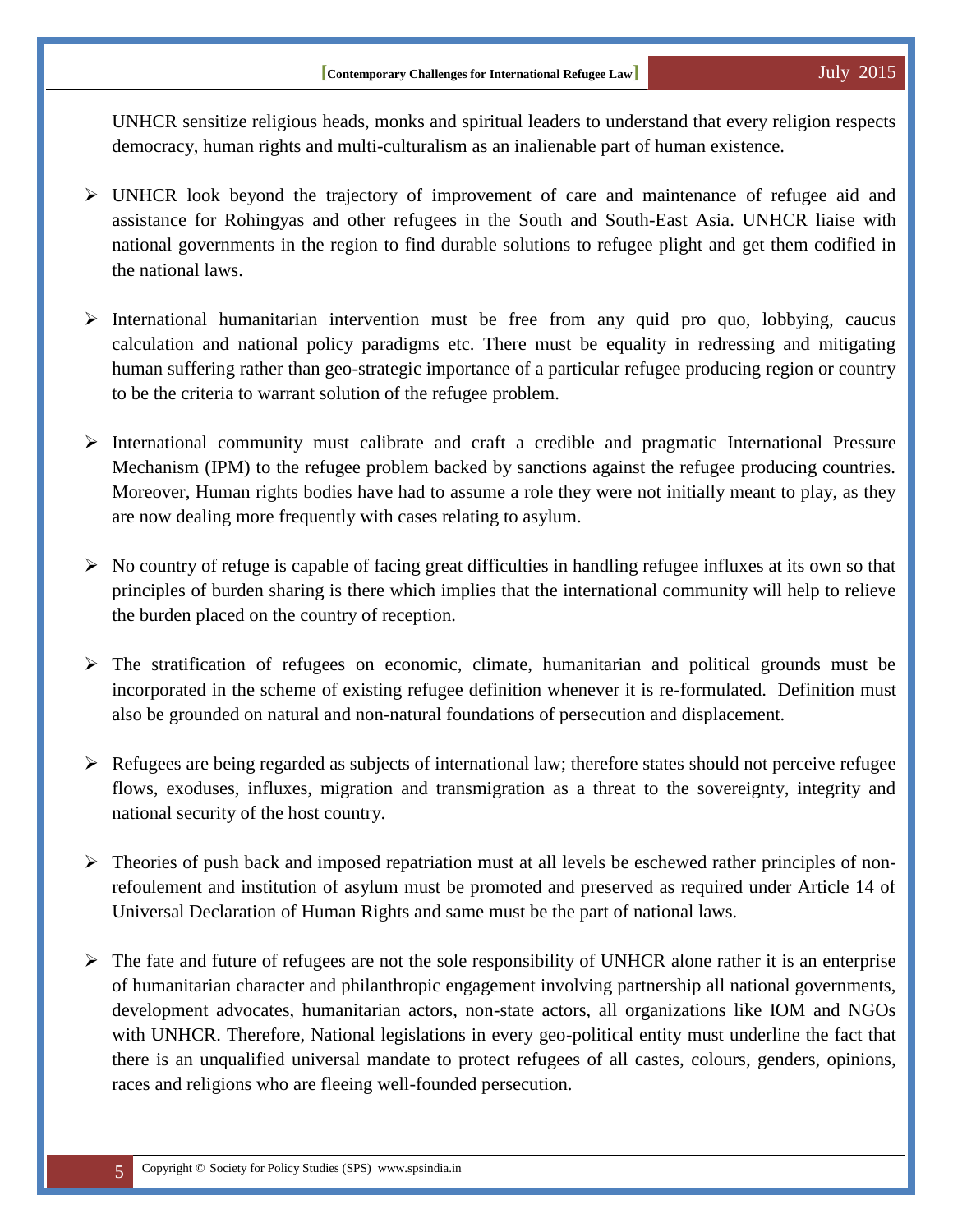UNHCR sensitize religious heads, monks and spiritual leaders to understand that every religion respects democracy, human rights and multi-culturalism as an inalienable part of human existence.

- UNHCR look beyond the trajectory of improvement of care and maintenance of refugee aid and assistance for Rohingyas and other refugees in the South and South-East Asia. UNHCR liaise with national governments in the region to find durable solutions to refugee plight and get them codified in the national laws.

- International humanitarian intervention must be free from any quid pro quo, lobbying, caucus calculation and national policy paradigms etc. There must be equality in redressing and mitigating human suffering rather than geo-strategic importance of a particular refugee producing region or country to be the criteria to warrant solution of the refugee problem.

- International community must calibrate and craft a credible and pragmatic International Pressure Mechanism (IPM) to the refugee problem backed by sanctions against the refugee producing countries. Moreover, Human rights bodies have had to assume a role they were not initially meant to play, as they are now dealing more frequently with cases relating to asylum.

- No country of refuge is capable of facing great difficulties in handling refugee influxes at its own so that principles of burden sharing is there which implies that the international community will help to relieve the burden placed on the country of reception.

- The stratification of refugees on economic, climate, humanitarian and political grounds must be incorporated in the scheme of existing refugee definition whenever it is re-formulated. Definition must also be grounded on natural and non-natural foundations of persecution and displacement.

- Refugees are being regarded as subjects of international law; therefore states should not perceive refugee flows, exoduses, influxes, migration and transmigration as a threat to the sovereignty, integrity and national security of the host country.

- Theories of push back and imposed repatriation must at all levels be eschewed rather principles of non-refoulement and institution of asylum must be promoted and preserved as required under Article 14 of Universal Declaration of Human Rights and same must be the part of national laws.

- The fate and future of refugees are not the sole responsibility of UNHCR alone rather it is an enterprise of humanitarian character and philanthropic engagement involving partnership all national governments, development advocates, humanitarian actors, non-state actors, all organizations like IOM and NGOs with UNHCR. Therefore, National legislations in every geo-political entity must underline the fact that there is an unqualified universal mandate to protect refugees of all castes, colours, genders, opinions, races and religions who are fleeing well-founded persecution.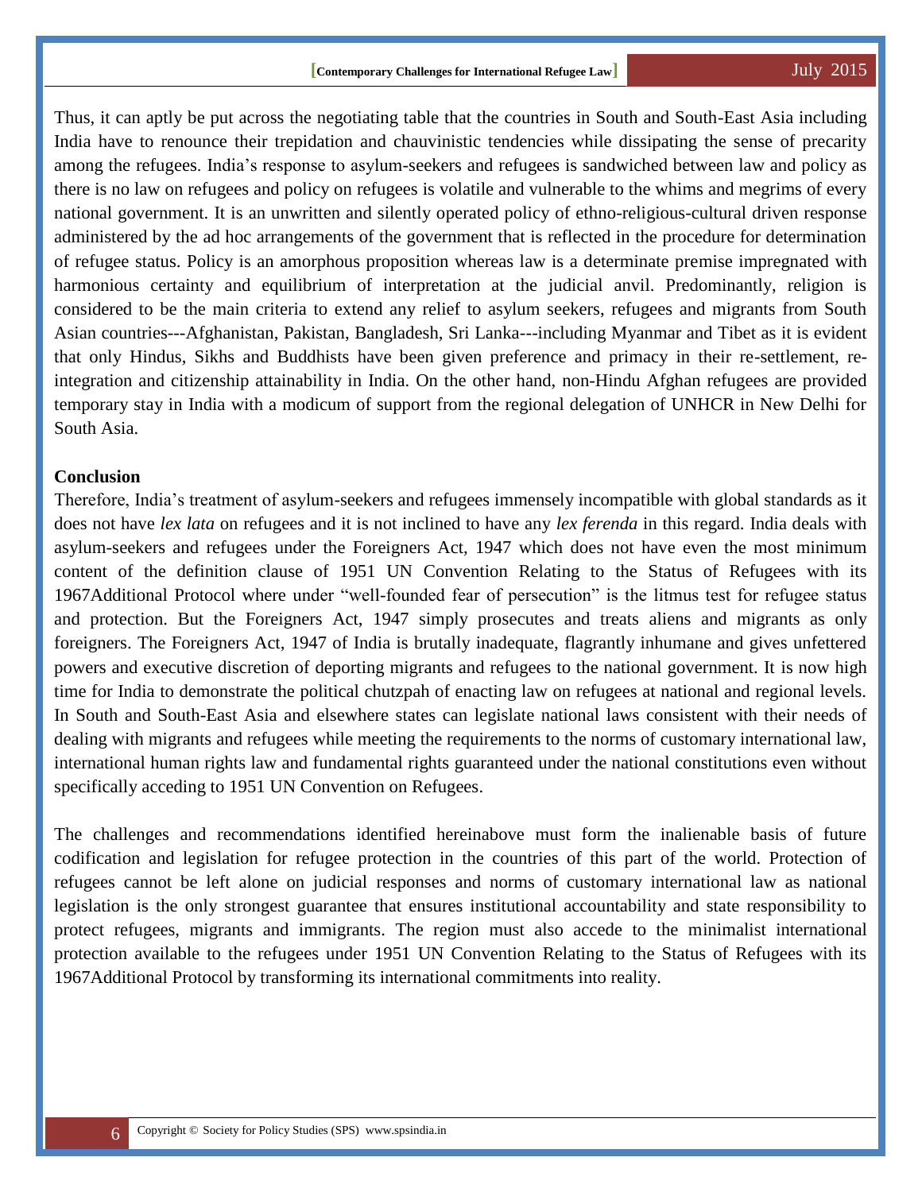Thus, it can aptly be put across the negotiating table that the countries in South and South-East Asia including India have to renounce their trepidation and chauvinistic tendencies while dissipating the sense of precarity among the refugees. India's response to asylum-seekers and refugees is sandwiched between law and policy as there is no law on refugees and policy on refugees is volatile and vulnerable to the whims and megrims of every national government. It is an unwritten and silently operated policy of ethno-religious-cultural driven response administered by the ad hoc arrangements of the government that is reflected in the procedure for determination of refugee status. Policy is an amorphous proposition whereas law is a determinate premise impregnated with harmonious certainty and equilibrium of interpretation at the judicial anvil. Predominantly, religion is considered to be the main criteria to extend any relief to asylum seekers, refugees and migrants from South Asian countries---Afghanistan, Pakistan, Bangladesh, Sri Lanka---including Myanmar and Tibet as it is evident that only Hindus, Sikhs and Buddhists have been given preference and primacy in their re-settlement, re-integration and citizenship attainability in India. On the other hand, non-Hindu Afghan refugees are provided temporary stay in India with a modicum of support from the regional delegation of UNHCR in New Delhi for South Asia.

## Conclusion

Therefore, India's treatment of asylum-seekers and refugees immensely incompatible with global standards as it does not have *lex lata* on refugees and it is not inclined to have any *lex ferenda* in this regard. India deals with asylum-seekers and refugees under the Foreigners Act, 1947 which does not have even the most minimum content of the definition clause of 1951 UN Convention Relating to the Status of Refugees with its 1967Additional Protocol where under "well-founded fear of persecution" is the litmus test for refugee status and protection. But the Foreigners Act, 1947 simply prosecutes and treats aliens and migrants as only foreigners. The Foreigners Act, 1947 of India is brutally inadequate, flagrantly inhumane and gives unfettered powers and executive discretion of deporting migrants and refugees to the national government. It is now high time for India to demonstrate the political chutzpah of enacting law on refugees at national and regional levels. In South and South-East Asia and elsewhere states can legislate national laws consistent with their needs of dealing with migrants and refugees while meeting the requirements to the norms of customary international law, international human rights law and fundamental rights guaranteed under the national constitutions even without specifically acceding to 1951 UN Convention on Refugees.

The challenges and recommendations identified hereinabove must form the inalienable basis of future codification and legislation for refugee protection in the countries of this part of the world. Protection of refugees cannot be left alone on judicial responses and norms of customary international law as national legislation is the only strongest guarantee that ensures institutional accountability and state responsibility to protect refugees, migrants and immigrants. The region must also accede to the minimalist international protection available to the refugees under 1951 UN Convention Relating to the Status of Refugees with its 1967Additional Protocol by transforming its international commitments into reality.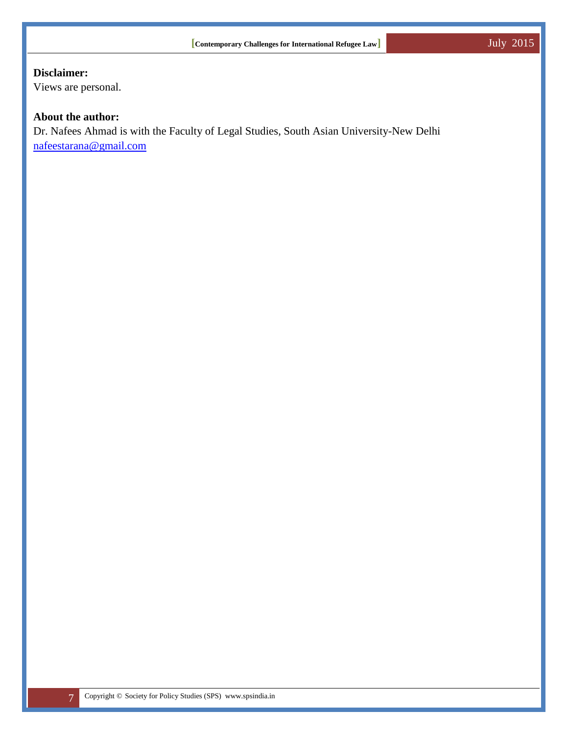**Disclaimer:**
Views are personal.

**About the author:**
Dr. Nafees Ahmad is with the Faculty of Legal Studies, South Asian University-New Delhi
nafeestarana@gmail.com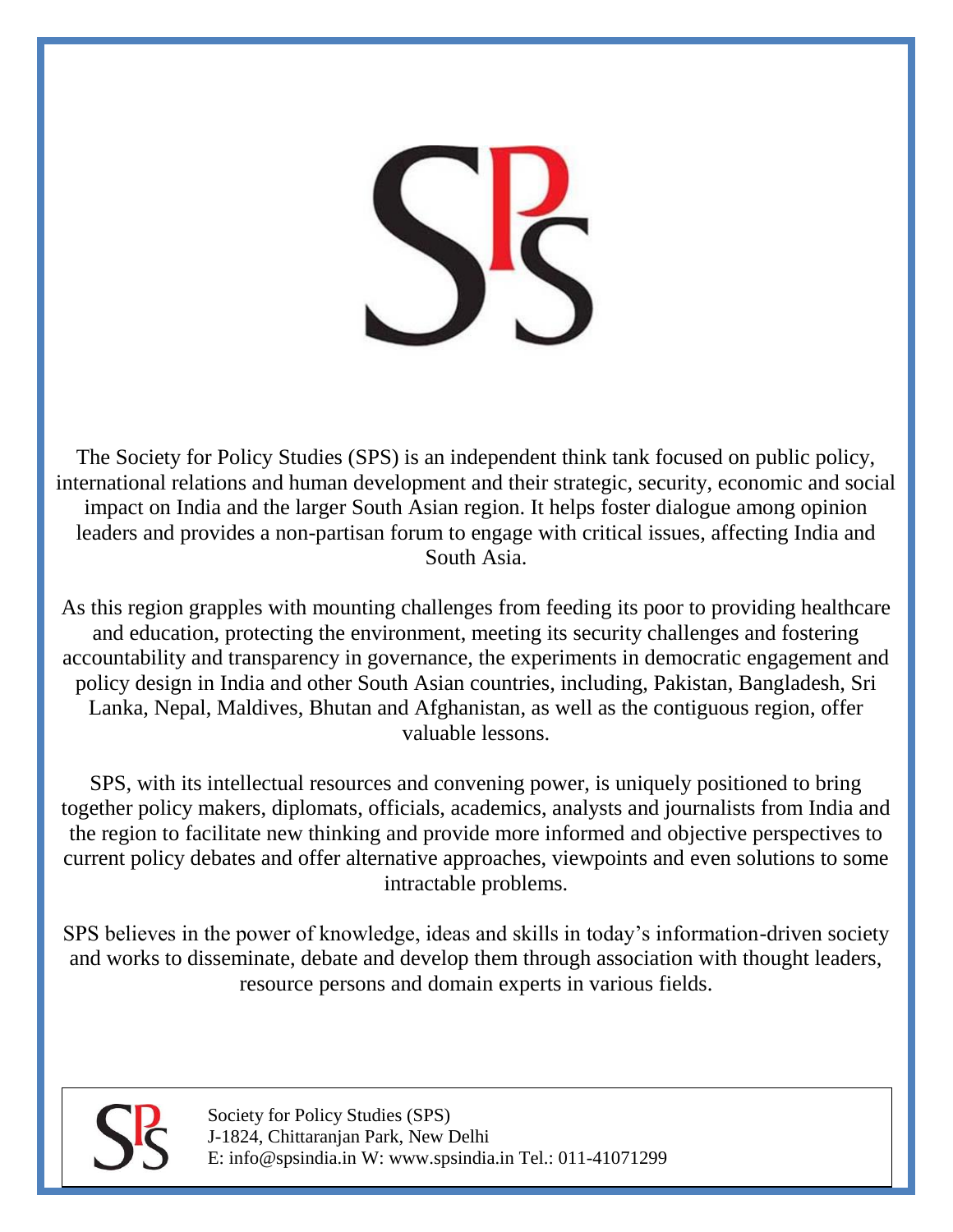The Society for Policy Studies (SPS) is an independent think tank focused on public policy, international relations and human development and their strategic, security, economic and social impact on India and the larger South Asian region. It helps foster dialogue among opinion leaders and provides a non-partisan forum to engage with critical issues, affecting India and South Asia.

As this region grapples with mounting challenges from feeding its poor to providing healthcare and education, protecting the environment, meeting its security challenges and fostering accountability and transparency in governance, the experiments in democratic engagement and policy design in India and other South Asian countries, including, Pakistan, Bangladesh, Sri Lanka, Nepal, Maldives, Bhutan and Afghanistan, as well as the contiguous region, offer valuable lessons.

SPS, with its intellectual resources and convening power, is uniquely positioned to bring together policy makers, diplomats, officials, academics, analysts and journalists from India and the region to facilitate new thinking and provide more informed and objective perspectives to current policy debates and offer alternative approaches, viewpoints and even solutions to some intractable problems.

SPS believes in the power of knowledge, ideas and skills in today's information-driven society and works to disseminate, debate and develop them through association with thought leaders, resource persons and domain experts in various fields.

Society for Policy Studies (SPS)
J-1824, Chittaranjan Park, New Delhi
E: info@spsindia.in W: www.spsindia.in Tel.: 011-41071299